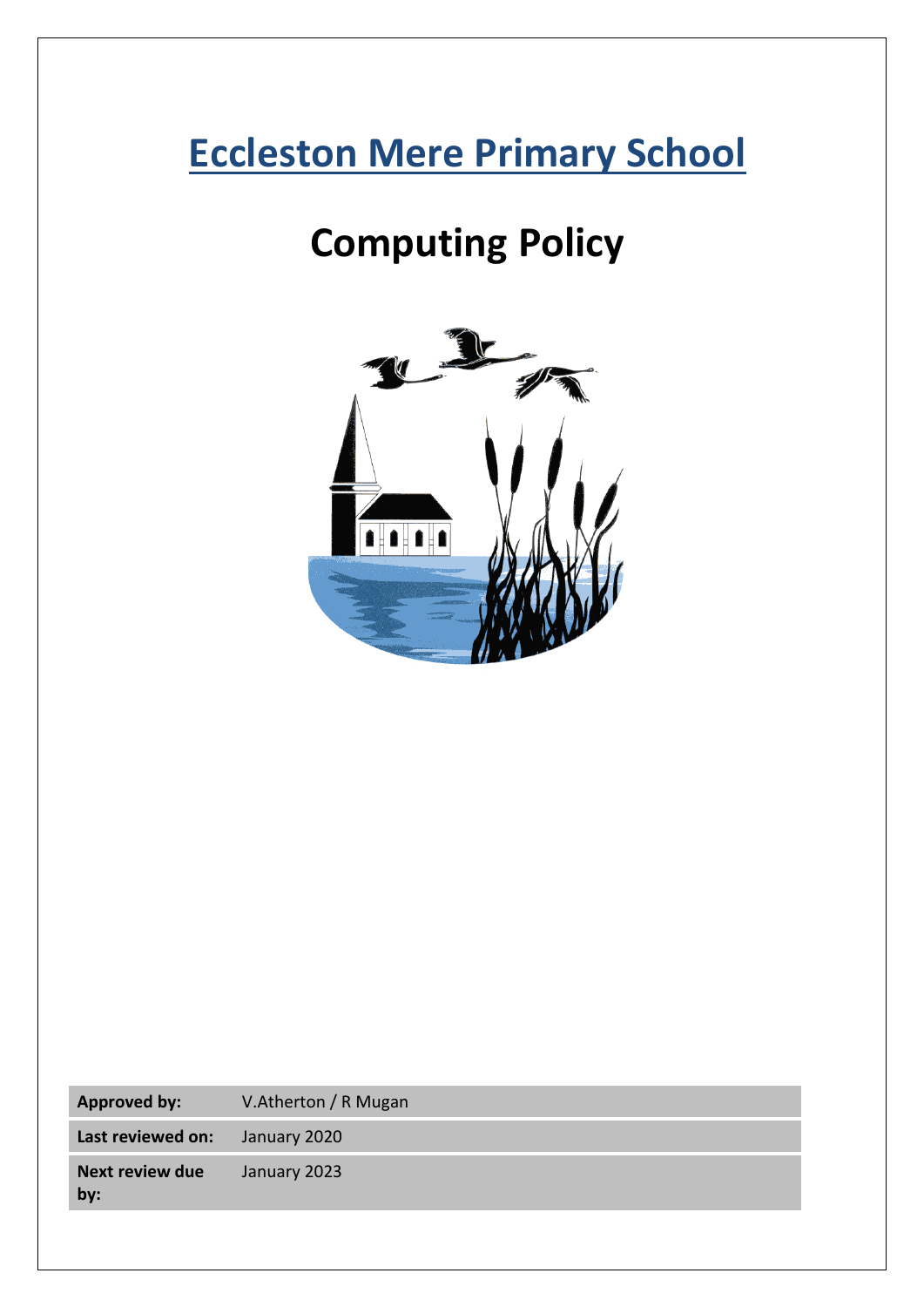# Eccleston Mere Primary School

# Computing Policy

| | |
|---|---|
| **Approved by:** | V.Atherton / R Mugan |
| **Last reviewed on:** | January 2020 |
| **Next review due by:** | January 2023 |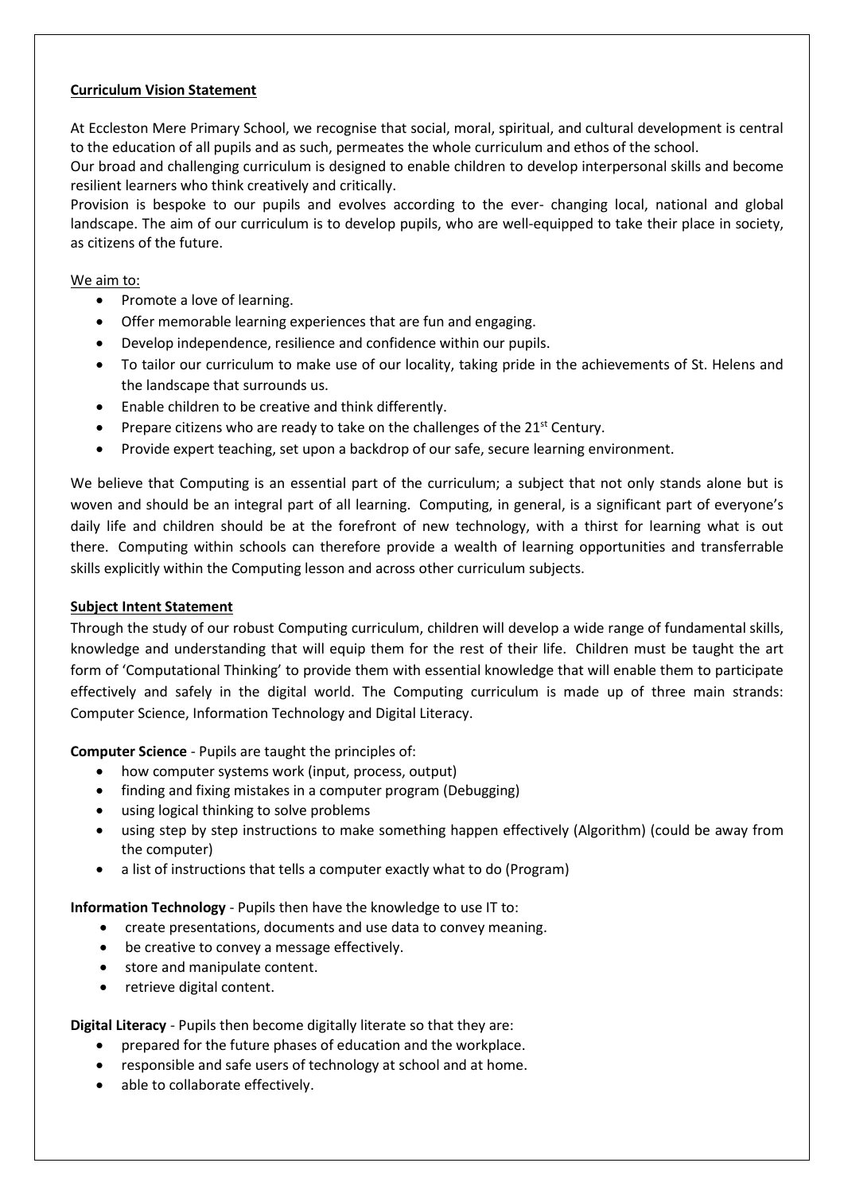**Curriculum Vision Statement**

At Eccleston Mere Primary School, we recognise that social, moral, spiritual, and cultural development is central to the education of all pupils and as such, permeates the whole curriculum and ethos of the school.
Our broad and challenging curriculum is designed to enable children to develop interpersonal skills and become resilient learners who think creatively and critically.
Provision is bespoke to our pupils and evolves according to the ever- changing local, national and global landscape. The aim of our curriculum is to develop pupils, who are well-equipped to take their place in society, as citizens of the future.

We aim to:

- Promote a love of learning.
- Offer memorable learning experiences that are fun and engaging.
- Develop independence, resilience and confidence within our pupils.
- To tailor our curriculum to make use of our locality, taking pride in the achievements of St. Helens and the landscape that surrounds us.
- Enable children to be creative and think differently.
- Prepare citizens who are ready to take on the challenges of the 21st Century.
- Provide expert teaching, set upon a backdrop of our safe, secure learning environment.

We believe that Computing is an essential part of the curriculum; a subject that not only stands alone but is woven and should be an integral part of all learning. Computing, in general, is a significant part of everyone's daily life and children should be at the forefront of new technology, with a thirst for learning what is out there. Computing within schools can therefore provide a wealth of learning opportunities and transferrable skills explicitly within the Computing lesson and across other curriculum subjects.

**Subject Intent Statement**

Through the study of our robust Computing curriculum, children will develop a wide range of fundamental skills, knowledge and understanding that will equip them for the rest of their life. Children must be taught the art form of 'Computational Thinking' to provide them with essential knowledge that will enable them to participate effectively and safely in the digital world. The Computing curriculum is made up of three main strands: Computer Science, Information Technology and Digital Literacy.

**Computer Science** - Pupils are taught the principles of:

- how computer systems work (input, process, output)
- finding and fixing mistakes in a computer program (Debugging)
- using logical thinking to solve problems
- using step by step instructions to make something happen effectively (Algorithm) (could be away from the computer)
- a list of instructions that tells a computer exactly what to do (Program)

**Information Technology** - Pupils then have the knowledge to use IT to:

- create presentations, documents and use data to convey meaning.
- be creative to convey a message effectively.
- store and manipulate content.
- retrieve digital content.

**Digital Literacy** - Pupils then become digitally literate so that they are:

- prepared for the future phases of education and the workplace.
- responsible and safe users of technology at school and at home.
- able to collaborate effectively.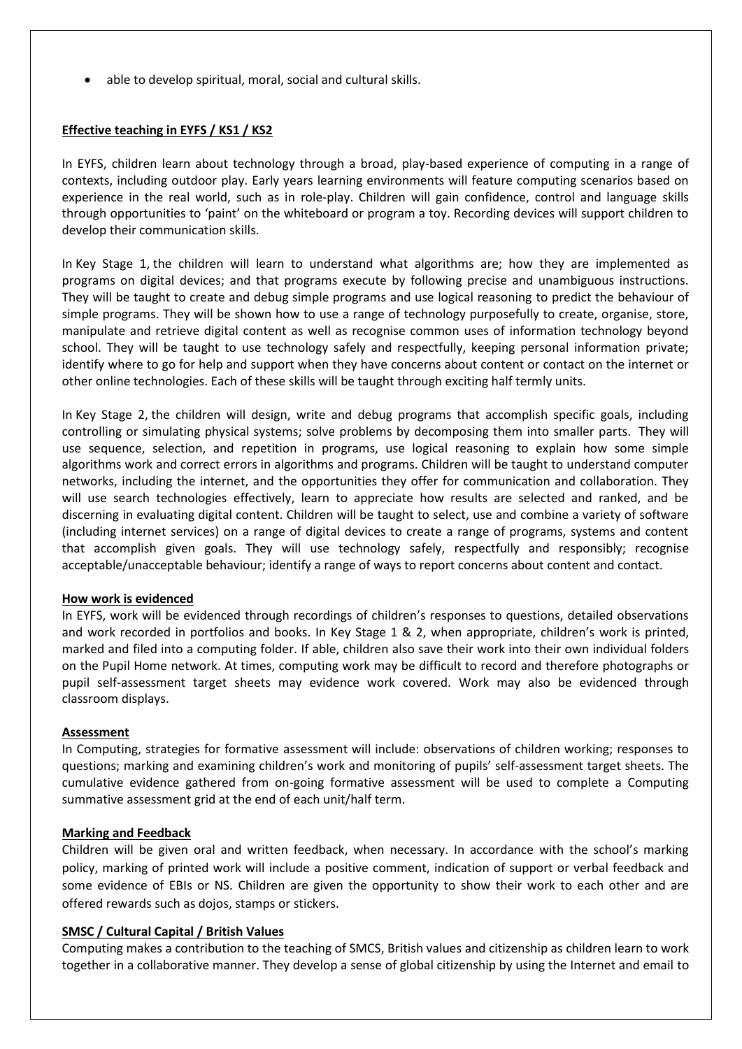- able to develop spiritual, moral, social and cultural skills.

## Effective teaching in EYFS / KS1 / KS2

In EYFS, children learn about technology through a broad, play-based experience of computing in a range of contexts, including outdoor play. Early years learning environments will feature computing scenarios based on experience in the real world, such as in role-play. Children will gain confidence, control and language skills through opportunities to 'paint' on the whiteboard or program a toy. Recording devices will support children to develop their communication skills.

In Key Stage 1, the children will learn to understand what algorithms are; how they are implemented as programs on digital devices; and that programs execute by following precise and unambiguous instructions. They will be taught to create and debug simple programs and use logical reasoning to predict the behaviour of simple programs. They will be shown how to use a range of technology purposefully to create, organise, store, manipulate and retrieve digital content as well as recognise common uses of information technology beyond school. They will be taught to use technology safely and respectfully, keeping personal information private; identify where to go for help and support when they have concerns about content or contact on the internet or other online technologies. Each of these skills will be taught through exciting half termly units.

In Key Stage 2, the children will design, write and debug programs that accomplish specific goals, including controlling or simulating physical systems; solve problems by decomposing them into smaller parts. They will use sequence, selection, and repetition in programs, use logical reasoning to explain how some simple algorithms work and correct errors in algorithms and programs. Children will be taught to understand computer networks, including the internet, and the opportunities they offer for communication and collaboration. They will use search technologies effectively, learn to appreciate how results are selected and ranked, and be discerning in evaluating digital content. Children will be taught to select, use and combine a variety of software (including internet services) on a range of digital devices to create a range of programs, systems and content that accomplish given goals. They will use technology safely, respectfully and responsibly; recognise acceptable/unacceptable behaviour; identify a range of ways to report concerns about content and contact.

## How work is evidenced

In EYFS, work will be evidenced through recordings of children's responses to questions, detailed observations and work recorded in portfolios and books. In Key Stage 1 & 2, when appropriate, children's work is printed, marked and filed into a computing folder. If able, children also save their work into their own individual folders on the Pupil Home network. At times, computing work may be difficult to record and therefore photographs or pupil self-assessment target sheets may evidence work covered. Work may also be evidenced through classroom displays.

## Assessment

In Computing, strategies for formative assessment will include: observations of children working; responses to questions; marking and examining children's work and monitoring of pupils' self-assessment target sheets. The cumulative evidence gathered from on-going formative assessment will be used to complete a Computing summative assessment grid at the end of each unit/half term.

## Marking and Feedback

Children will be given oral and written feedback, when necessary. In accordance with the school's marking policy, marking of printed work will include a positive comment, indication of support or verbal feedback and some evidence of EBIs or NS. Children are given the opportunity to show their work to each other and are offered rewards such as dojos, stamps or stickers.

## SMSC / Cultural Capital / British Values

Computing makes a contribution to the teaching of SMCS, British values and citizenship as children learn to work together in a collaborative manner. They develop a sense of global citizenship by using the Internet and email to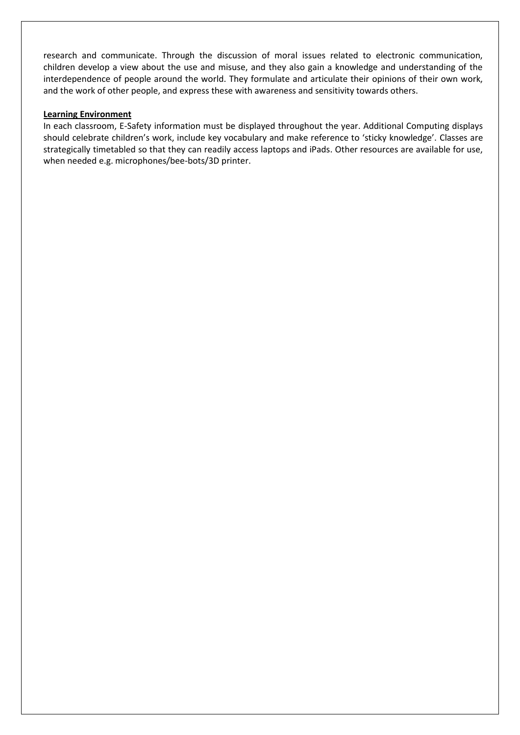research and communicate. Through the discussion of moral issues related to electronic communication, children develop a view about the use and misuse, and they also gain a knowledge and understanding of the interdependence of people around the world. They formulate and articulate their opinions of their own work, and the work of other people, and express these with awareness and sensitivity towards others.

**Learning Environment**

In each classroom, E-Safety information must be displayed throughout the year. Additional Computing displays should celebrate children's work, include key vocabulary and make reference to 'sticky knowledge'. Classes are strategically timetabled so that they can readily access laptops and iPads. Other resources are available for use, when needed e.g. microphones/bee-bots/3D printer.